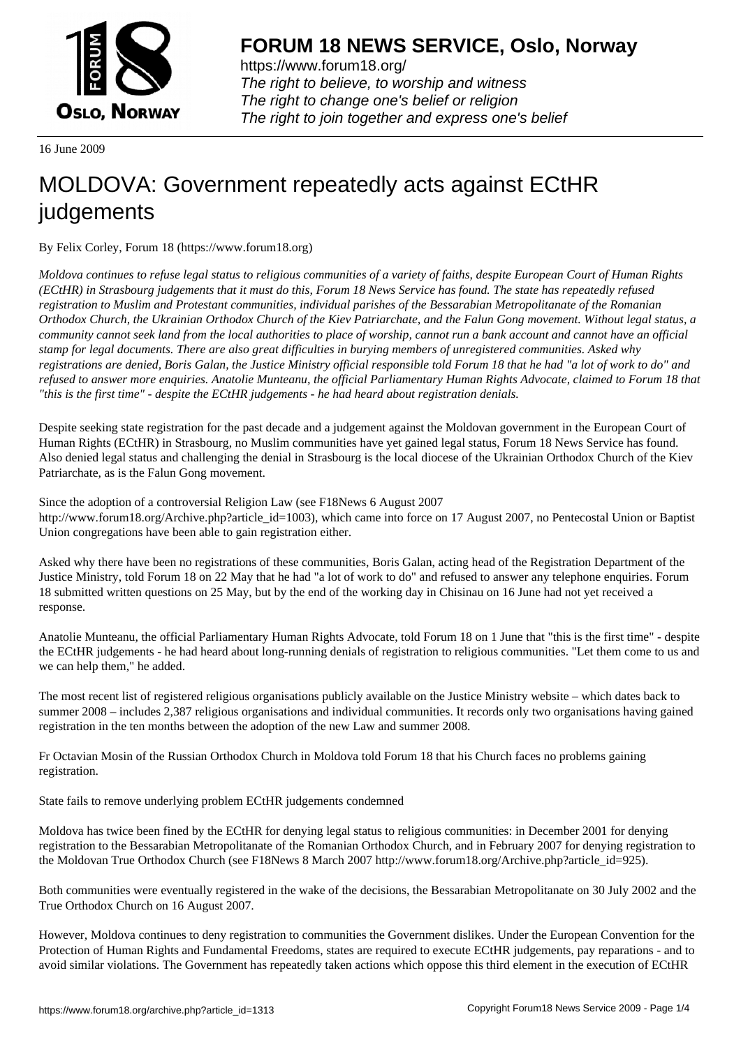**FORUM 18 NEWS SERVICE, Oslo, Norway**

https://www.forum18.org/
*The right to believe, to worship and witness*
*The right to change one's belief or religion*
*The right to join together and express one's belief*

16 June 2009

# MOLDOVA: Government repeatedly acts against ECtHR judgements

By Felix Corley, Forum 18 (https://www.forum18.org)

*Moldova continues to refuse legal status to religious communities of a variety of faiths, despite European Court of Human Rights (ECtHR) in Strasbourg judgements that it must do this, Forum 18 News Service has found. The state has repeatedly refused registration to Muslim and Protestant communities, individual parishes of the Bessarabian Metropolitanate of the Romanian Orthodox Church, the Ukrainian Orthodox Church of the Kiev Patriarchate, and the Falun Gong movement. Without legal status, a community cannot seek land from the local authorities to place of worship, cannot run a bank account and cannot have an official stamp for legal documents. There are also great difficulties in burying members of unregistered communities. Asked why registrations are denied, Boris Galan, the Justice Ministry official responsible told Forum 18 that he had "a lot of work to do" and refused to answer more enquiries. Anatolie Munteanu, the official Parliamentary Human Rights Advocate, claimed to Forum 18 that "this is the first time" - despite the ECtHR judgements - he had heard about registration denials.*

Despite seeking state registration for the past decade and a judgement against the Moldovan government in the European Court of Human Rights (ECtHR) in Strasbourg, no Muslim communities have yet gained legal status, Forum 18 News Service has found. Also denied legal status and challenging the denial in Strasbourg is the local diocese of the Ukrainian Orthodox Church of the Kiev Patriarchate, as is the Falun Gong movement.

Since the adoption of a controversial Religion Law (see F18News 6 August 2007 http://www.forum18.org/Archive.php?article_id=1003), which came into force on 17 August 2007, no Pentecostal Union or Baptist Union congregations have been able to gain registration either.

Asked why there have been no registrations of these communities, Boris Galan, acting head of the Registration Department of the Justice Ministry, told Forum 18 on 22 May that he had "a lot of work to do" and refused to answer any telephone enquiries. Forum 18 submitted written questions on 25 May, but by the end of the working day in Chisinau on 16 June had not yet received a response.

Anatolie Munteanu, the official Parliamentary Human Rights Advocate, told Forum 18 on 1 June that "this is the first time" - despite the ECtHR judgements - he had heard about long-running denials of registration to religious communities. "Let them come to us and we can help them," he added.

The most recent list of registered religious organisations publicly available on the Justice Ministry website – which dates back to summer 2008 – includes 2,387 religious organisations and individual communities. It records only two organisations having gained registration in the ten months between the adoption of the new Law and summer 2008.

Fr Octavian Mosin of the Russian Orthodox Church in Moldova told Forum 18 that his Church faces no problems gaining registration.

State fails to remove underlying problem ECtHR judgements condemned

Moldova has twice been fined by the ECtHR for denying legal status to religious communities: in December 2001 for denying registration to the Bessarabian Metropolitanate of the Romanian Orthodox Church, and in February 2007 for denying registration to the Moldovan True Orthodox Church (see F18News 8 March 2007 http://www.forum18.org/Archive.php?article_id=925).

Both communities were eventually registered in the wake of the decisions, the Bessarabian Metropolitanate on 30 July 2002 and the True Orthodox Church on 16 August 2007.

However, Moldova continues to deny registration to communities the Government dislikes. Under the European Convention for the Protection of Human Rights and Fundamental Freedoms, states are required to execute ECtHR judgements, pay reparations - and to avoid similar violations. The Government has repeatedly taken actions which oppose this third element in the execution of ECtHR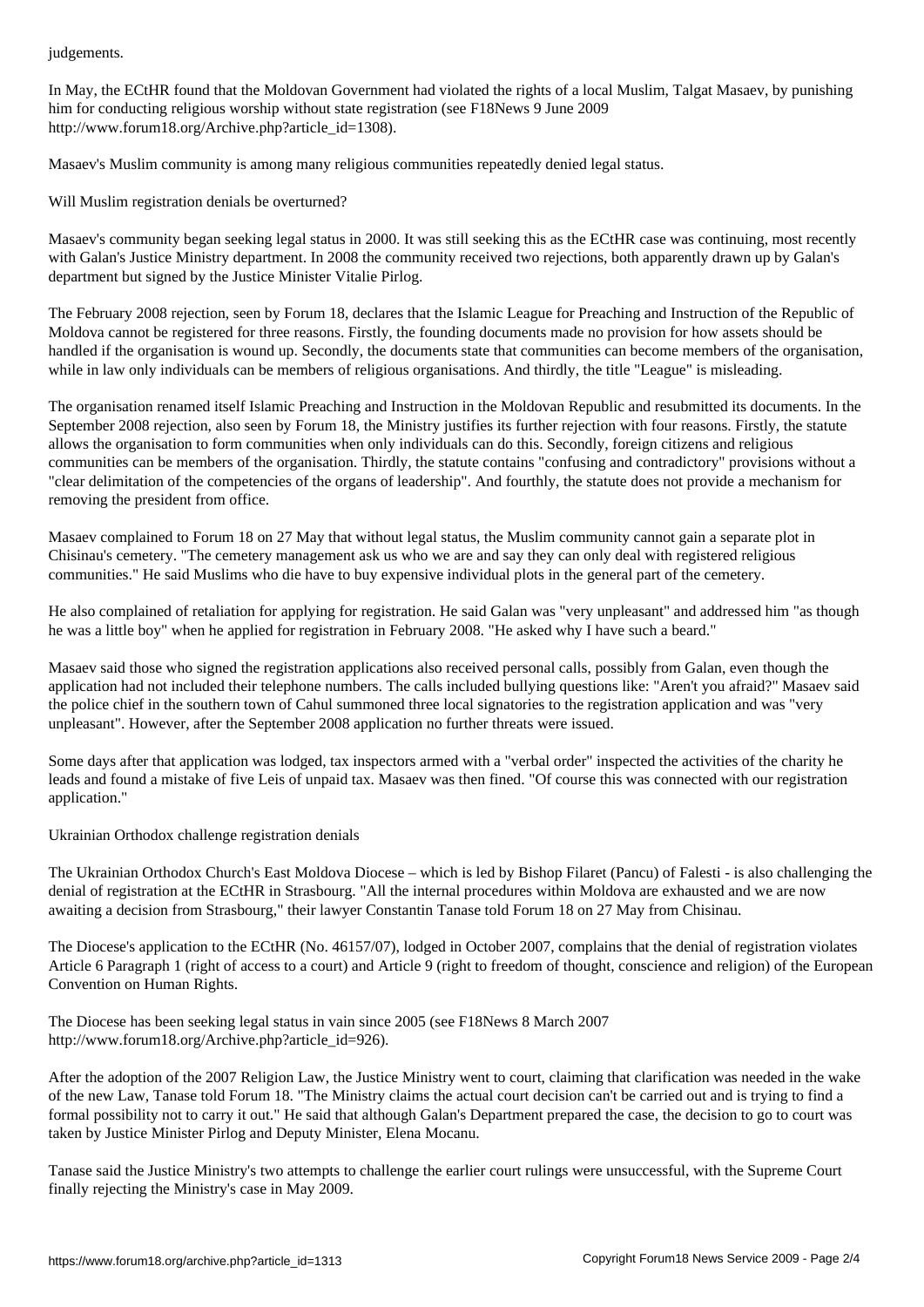judgements.

In May, the ECtHR found that the Moldovan Government had violated the rights of a local Muslim, Talgat Masaev, by punishing him for conducting religious worship without state registration (see F18News 9 June 2009 http://www.forum18.org/Archive.php?article_id=1308).

Masaev's Muslim community is among many religious communities repeatedly denied legal status.

## Will Muslim registration denials be overturned?

Masaev's community began seeking legal status in 2000. It was still seeking this as the ECtHR case was continuing, most recently with Galan's Justice Ministry department. In 2008 the community received two rejections, both apparently drawn up by Galan's department but signed by the Justice Minister Vitalie Pirlog.

The February 2008 rejection, seen by Forum 18, declares that the Islamic League for Preaching and Instruction of the Republic of Moldova cannot be registered for three reasons. Firstly, the founding documents made no provision for how assets should be handled if the organisation is wound up. Secondly, the documents state that communities can become members of the organisation, while in law only individuals can be members of religious organisations. And thirdly, the title "League" is misleading.

The organisation renamed itself Islamic Preaching and Instruction in the Moldovan Republic and resubmitted its documents. In the September 2008 rejection, also seen by Forum 18, the Ministry justifies its further rejection with four reasons. Firstly, the statute allows the organisation to form communities when only individuals can do this. Secondly, foreign citizens and religious communities can be members of the organisation. Thirdly, the statute contains "confusing and contradictory" provisions without a "clear delimitation of the competencies of the organs of leadership". And fourthly, the statute does not provide a mechanism for removing the president from office.

Masaev complained to Forum 18 on 27 May that without legal status, the Muslim community cannot gain a separate plot in Chisinau's cemetery. "The cemetery management ask us who we are and say they can only deal with registered religious communities." He said Muslims who die have to buy expensive individual plots in the general part of the cemetery.

He also complained of retaliation for applying for registration. He said Galan was "very unpleasant" and addressed him "as though he was a little boy" when he applied for registration in February 2008. "He asked why I have such a beard."

Masaev said those who signed the registration applications also received personal calls, possibly from Galan, even though the application had not included their telephone numbers. The calls included bullying questions like: "Aren't you afraid?" Masaev said the police chief in the southern town of Cahul summoned three local signatories to the registration application and was "very unpleasant". However, after the September 2008 application no further threats were issued.

Some days after that application was lodged, tax inspectors armed with a "verbal order" inspected the activities of the charity he leads and found a mistake of five Leis of unpaid tax. Masaev was then fined. "Of course this was connected with our registration application."

## Ukrainian Orthodox challenge registration denials

The Ukrainian Orthodox Church's East Moldova Diocese – which is led by Bishop Filaret (Pancu) of Falesti - is also challenging the denial of registration at the ECtHR in Strasbourg. "All the internal procedures within Moldova are exhausted and we are now awaiting a decision from Strasbourg," their lawyer Constantin Tanase told Forum 18 on 27 May from Chisinau.

The Diocese's application to the ECtHR (No. 46157/07), lodged in October 2007, complains that the denial of registration violates Article 6 Paragraph 1 (right of access to a court) and Article 9 (right to freedom of thought, conscience and religion) of the European Convention on Human Rights.

The Diocese has been seeking legal status in vain since 2005 (see F18News 8 March 2007 http://www.forum18.org/Archive.php?article_id=926).

After the adoption of the 2007 Religion Law, the Justice Ministry went to court, claiming that clarification was needed in the wake of the new Law, Tanase told Forum 18. "The Ministry claims the actual court decision can't be carried out and is trying to find a formal possibility not to carry it out." He said that although Galan's Department prepared the case, the decision to go to court was taken by Justice Minister Pirlog and Deputy Minister, Elena Mocanu.

Tanase said the Justice Ministry's two attempts to challenge the earlier court rulings were unsuccessful, with the Supreme Court finally rejecting the Ministry's case in May 2009.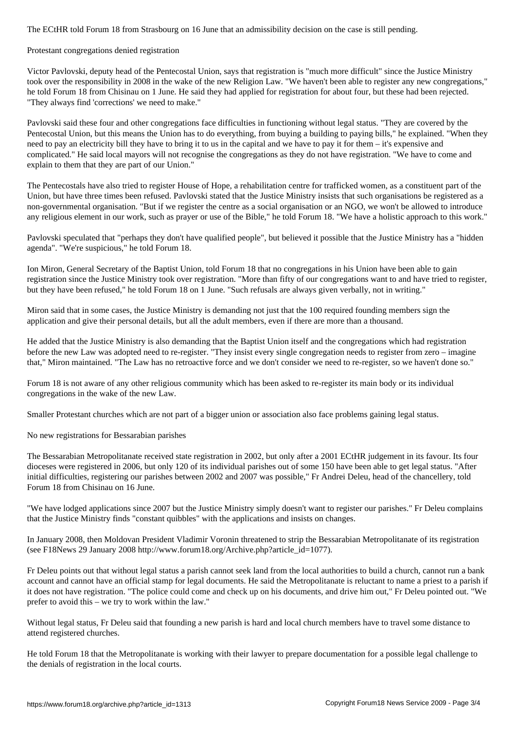The ECtHR told Forum 18 from Strasbourg on 16 June that an admissibility decision on the case is still pending.

## Protestant congregations denied registration

Victor Pavlovski, deputy head of the Pentecostal Union, says that registration is "much more difficult" since the Justice Ministry took over the responsibility in 2008 in the wake of the new Religion Law. "We haven't been able to register any new congregations," he told Forum 18 from Chisinau on 1 June. He said they had applied for registration for about four, but these had been rejected. "They always find 'corrections' we need to make."

Pavlovski said these four and other congregations face difficulties in functioning without legal status. "They are covered by the Pentecostal Union, but this means the Union has to do everything, from buying a building to paying bills," he explained. "When they need to pay an electricity bill they have to bring it to us in the capital and we have to pay it for them – it's expensive and complicated." He said local mayors will not recognise the congregations as they do not have registration. "We have to come and explain to them that they are part of our Union."

The Pentecostals have also tried to register House of Hope, a rehabilitation centre for trafficked women, as a constituent part of the Union, but have three times been refused. Pavlovski stated that the Justice Ministry insists that such organisations be registered as a non-governmental organisation. "But if we register the centre as a social organisation or an NGO, we won't be allowed to introduce any religious element in our work, such as prayer or use of the Bible," he told Forum 18. "We have a holistic approach to this work."

Pavlovski speculated that "perhaps they don't have qualified people", but believed it possible that the Justice Ministry has a "hidden agenda". "We're suspicious," he told Forum 18.

Ion Miron, General Secretary of the Baptist Union, told Forum 18 that no congregations in his Union have been able to gain registration since the Justice Ministry took over registration. "More than fifty of our congregations want to and have tried to register, but they have been refused," he told Forum 18 on 1 June. "Such refusals are always given verbally, not in writing."

Miron said that in some cases, the Justice Ministry is demanding not just that the 100 required founding members sign the application and give their personal details, but all the adult members, even if there are more than a thousand.

He added that the Justice Ministry is also demanding that the Baptist Union itself and the congregations which had registration before the new Law was adopted need to re-register. "They insist every single congregation needs to register from zero – imagine that," Miron maintained. "The Law has no retroactive force and we don't consider we need to re-register, so we haven't done so."

Forum 18 is not aware of any other religious community which has been asked to re-register its main body or its individual congregations in the wake of the new Law.

Smaller Protestant churches which are not part of a bigger union or association also face problems gaining legal status.

## No new registrations for Bessarabian parishes

The Bessarabian Metropolitanate received state registration in 2002, but only after a 2001 ECtHR judgement in its favour. Its four dioceses were registered in 2006, but only 120 of its individual parishes out of some 150 have been able to get legal status. "After initial difficulties, registering our parishes between 2002 and 2007 was possible," Fr Andrei Deleu, head of the chancellery, told Forum 18 from Chisinau on 16 June.

"We have lodged applications since 2007 but the Justice Ministry simply doesn't want to register our parishes." Fr Deleu complains that the Justice Ministry finds "constant quibbles" with the applications and insists on changes.

In January 2008, then Moldovan President Vladimir Voronin threatened to strip the Bessarabian Metropolitanate of its registration (see F18News 29 January 2008 http://www.forum18.org/Archive.php?article_id=1077).

Fr Deleu points out that without legal status a parish cannot seek land from the local authorities to build a church, cannot run a bank account and cannot have an official stamp for legal documents. He said the Metropolitanate is reluctant to name a priest to a parish if it does not have registration. "The police could come and check up on his documents, and drive him out," Fr Deleu pointed out. "We prefer to avoid this – we try to work within the law."

Without legal status, Fr Deleu said that founding a new parish is hard and local church members have to travel some distance to attend registered churches.

He told Forum 18 that the Metropolitanate is working with their lawyer to prepare documentation for a possible legal challenge to the denials of registration in the local courts.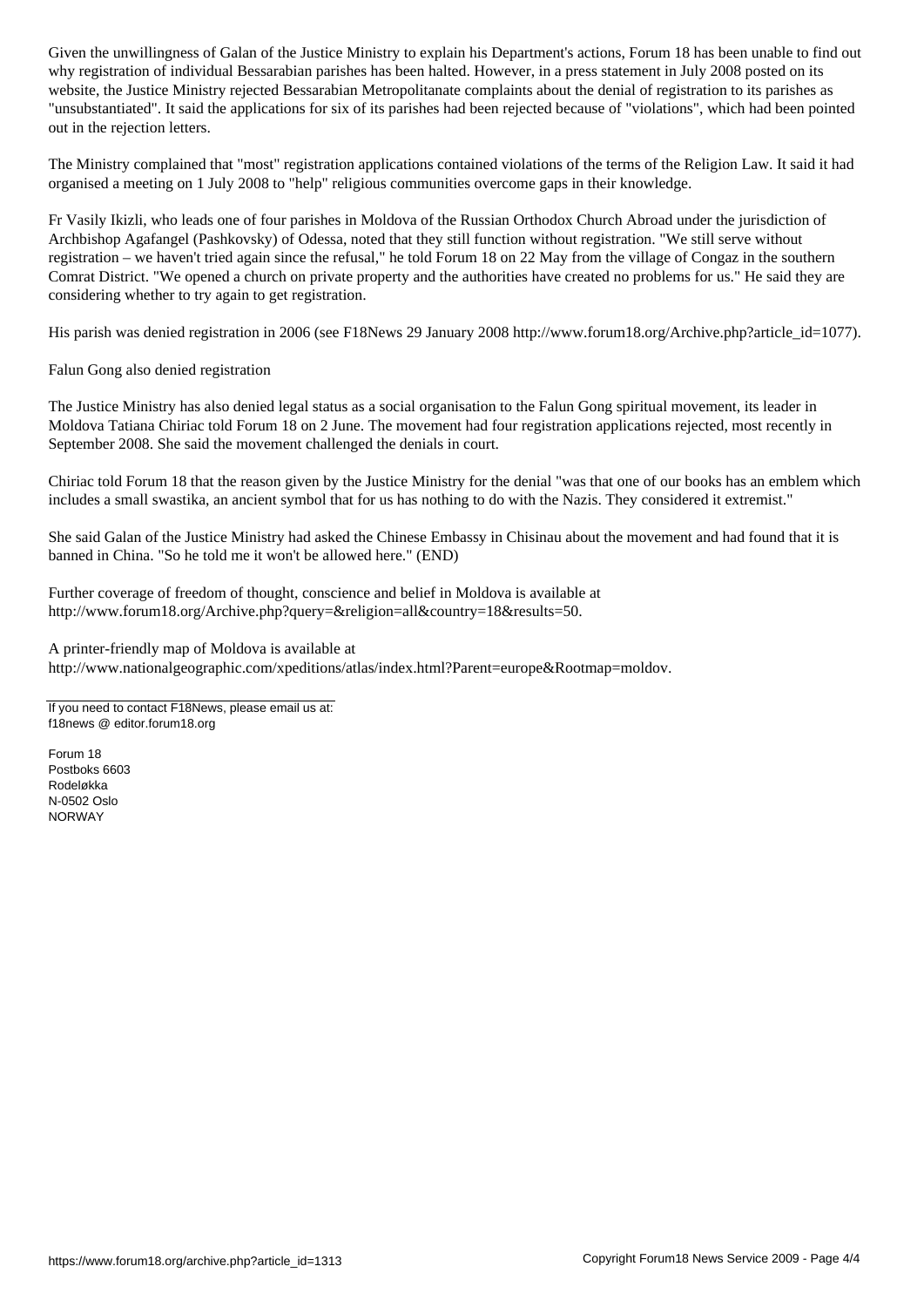Given the unwillingness of Galan of the Justice Ministry to explain his Department's actions, Forum 18 has been unable to find out why registration of individual Bessarabian parishes has been halted. However, in a press statement in July 2008 posted on its website, the Justice Ministry rejected Bessarabian Metropolitanate complaints about the denial of registration to its parishes as "unsubstantiated". It said the applications for six of its parishes had been rejected because of "violations", which had been pointed out in the rejection letters.

The Ministry complained that "most" registration applications contained violations of the terms of the Religion Law. It said it had organised a meeting on 1 July 2008 to "help" religious communities overcome gaps in their knowledge.

Fr Vasily Ikizli, who leads one of four parishes in Moldova of the Russian Orthodox Church Abroad under the jurisdiction of Archbishop Agafangel (Pashkovsky) of Odessa, noted that they still function without registration. "We still serve without registration – we haven't tried again since the refusal," he told Forum 18 on 22 May from the village of Congaz in the southern Comrat District. "We opened a church on private property and the authorities have created no problems for us." He said they are considering whether to try again to get registration.

His parish was denied registration in 2006 (see F18News 29 January 2008 http://www.forum18.org/Archive.php?article_id=1077).

Falun Gong also denied registration

The Justice Ministry has also denied legal status as a social organisation to the Falun Gong spiritual movement, its leader in Moldova Tatiana Chiriac told Forum 18 on 2 June. The movement had four registration applications rejected, most recently in September 2008. She said the movement challenged the denials in court.

Chiriac told Forum 18 that the reason given by the Justice Ministry for the denial "was that one of our books has an emblem which includes a small swastika, an ancient symbol that for us has nothing to do with the Nazis. They considered it extremist."

She said Galan of the Justice Ministry had asked the Chinese Embassy in Chisinau about the movement and had found that it is banned in China. "So he told me it won't be allowed here." (END)

Further coverage of freedom of thought, conscience and belief in Moldova is available at http://www.forum18.org/Archive.php?query=&religion=all&country=18&results=50.

A printer-friendly map of Moldova is available at http://www.nationalgeographic.com/xpeditions/atlas/index.html?Parent=europe&Rootmap=moldov.

If you need to contact F18News, please email us at:
f18news @ editor.forum18.org

Forum 18
Postboks 6603
Rodeløkka
N-0502 Oslo
NORWAY